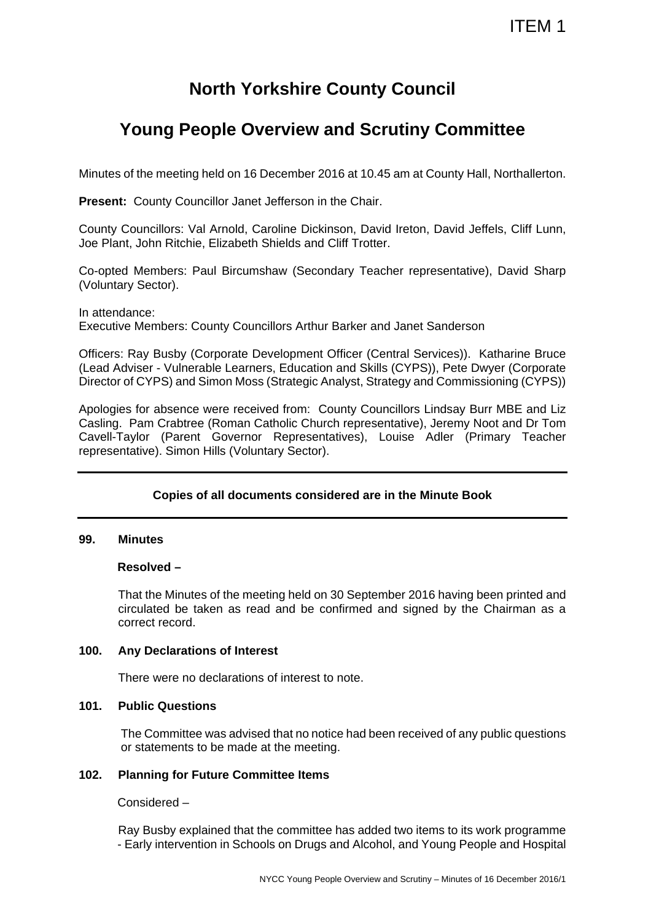ITEM 1

# North Yorkshire County Council

## Young People Overview and Scrutiny Committee

Minutes of the meeting held on 16 December 2016 at 10.45 am at County Hall, Northallerton.

**Present:** County Councillor Janet Jefferson in the Chair.

County Councillors: Val Arnold, Caroline Dickinson, David Ireton, David Jeffels, Cliff Lunn, Joe Plant, John Ritchie, Elizabeth Shields and Cliff Trotter.

Co-opted Members: Paul Bircumshaw (Secondary Teacher representative), David Sharp (Voluntary Sector).

In attendance:
Executive Members: County Councillors Arthur Barker and Janet Sanderson

Officers: Ray Busby (Corporate Development Officer (Central Services)). Katharine Bruce (Lead Adviser - Vulnerable Learners, Education and Skills (CYPS)), Pete Dwyer (Corporate Director of CYPS) and Simon Moss (Strategic Analyst, Strategy and Commissioning (CYPS))

Apologies for absence were received from: County Councillors Lindsay Burr MBE and Liz Casling. Pam Crabtree (Roman Catholic Church representative), Jeremy Noot and Dr Tom Cavell-Taylor (Parent Governor Representatives), Louise Adler (Primary Teacher representative). Simon Hills (Voluntary Sector).

---

**Copies of all documents considered are in the Minute Book**

---

**99. Minutes**

**Resolved –**

That the Minutes of the meeting held on 30 September 2016 having been printed and circulated be taken as read and be confirmed and signed by the Chairman as a correct record.

**100. Any Declarations of Interest**

There were no declarations of interest to note.

**101. Public Questions**

The Committee was advised that no notice had been received of any public questions or statements to be made at the meeting.

**102. Planning for Future Committee Items**

Considered –

Ray Busby explained that the committee has added two items to its work programme - Early intervention in Schools on Drugs and Alcohol, and Young People and Hospital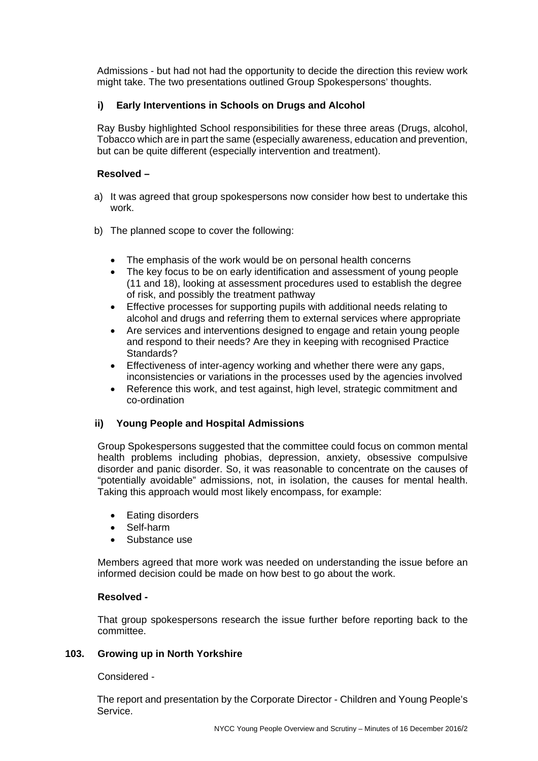Admissions - but had not had the opportunity to decide the direction this review work might take. The two presentations outlined Group Spokespersons' thoughts.

### i) Early Interventions in Schools on Drugs and Alcohol

Ray Busby highlighted School responsibilities for these three areas (Drugs, alcohol, Tobacco which are in part the same (especially awareness, education and prevention, but can be quite different (especially intervention and treatment).

**Resolved –**

a) It was agreed that group spokespersons now consider how best to undertake this work.

b) The planned scope to cover the following:

- The emphasis of the work would be on personal health concerns
- The key focus to be on early identification and assessment of young people (11 and 18), looking at assessment procedures used to establish the degree of risk, and possibly the treatment pathway
- Effective processes for supporting pupils with additional needs relating to alcohol and drugs and referring them to external services where appropriate
- Are services and interventions designed to engage and retain young people and respond to their needs? Are they in keeping with recognised Practice Standards?
- Effectiveness of inter-agency working and whether there were any gaps, inconsistencies or variations in the processes used by the agencies involved
- Reference this work, and test against, high level, strategic commitment and co-ordination

### ii) Young People and Hospital Admissions

Group Spokespersons suggested that the committee could focus on common mental health problems including phobias, depression, anxiety, obsessive compulsive disorder and panic disorder. So, it was reasonable to concentrate on the causes of "potentially avoidable" admissions, not, in isolation, the causes for mental health. Taking this approach would most likely encompass, for example:

- Eating disorders
- Self-harm
- Substance use

Members agreed that more work was needed on understanding the issue before an informed decision could be made on how best to go about the work.

**Resolved -**

That group spokespersons research the issue further before reporting back to the committee.

## 103. Growing up in North Yorkshire

Considered -

The report and presentation by the Corporate Director - Children and Young People's Service.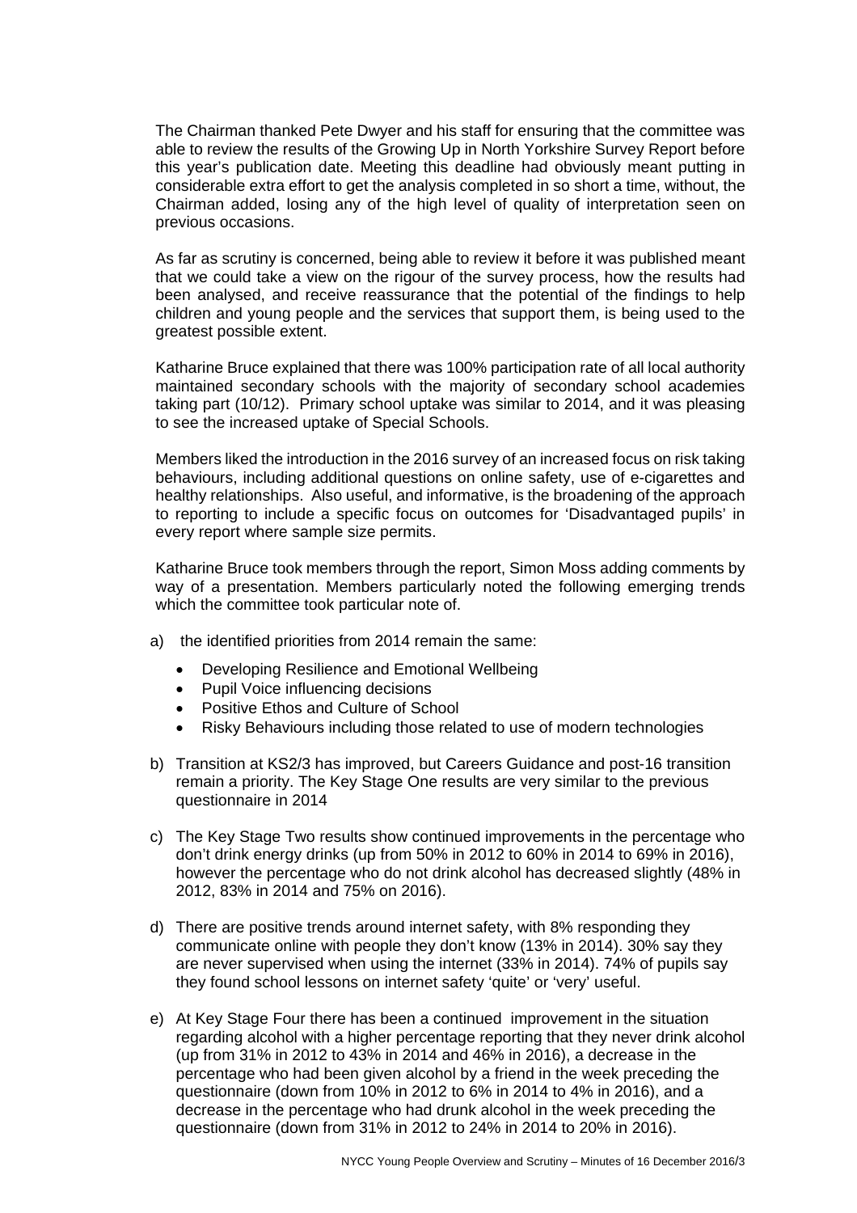The Chairman thanked Pete Dwyer and his staff for ensuring that the committee was able to review the results of the Growing Up in North Yorkshire Survey Report before this year's publication date. Meeting this deadline had obviously meant putting in considerable extra effort to get the analysis completed in so short a time, without, the Chairman added, losing any of the high level of quality of interpretation seen on previous occasions.

As far as scrutiny is concerned, being able to review it before it was published meant that we could take a view on the rigour of the survey process, how the results had been analysed, and receive reassurance that the potential of the findings to help children and young people and the services that support them, is being used to the greatest possible extent.

Katharine Bruce explained that there was 100% participation rate of all local authority maintained secondary schools with the majority of secondary school academies taking part (10/12). Primary school uptake was similar to 2014, and it was pleasing to see the increased uptake of Special Schools.

Members liked the introduction in the 2016 survey of an increased focus on risk taking behaviours, including additional questions on online safety, use of e-cigarettes and healthy relationships. Also useful, and informative, is the broadening of the approach to reporting to include a specific focus on outcomes for 'Disadvantaged pupils' in every report where sample size permits.

Katharine Bruce took members through the report, Simon Moss adding comments by way of a presentation. Members particularly noted the following emerging trends which the committee took particular note of.

a) the identified priorities from 2014 remain the same:

- Developing Resilience and Emotional Wellbeing
- Pupil Voice influencing decisions
- Positive Ethos and Culture of School
- Risky Behaviours including those related to use of modern technologies

b) Transition at KS2/3 has improved, but Careers Guidance and post-16 transition remain a priority. The Key Stage One results are very similar to the previous questionnaire in 2014

c) The Key Stage Two results show continued improvements in the percentage who don't drink energy drinks (up from 50% in 2012 to 60% in 2014 to 69% in 2016), however the percentage who do not drink alcohol has decreased slightly (48% in 2012, 83% in 2014 and 75% on 2016).

d) There are positive trends around internet safety, with 8% responding they communicate online with people they don't know (13% in 2014). 30% say they are never supervised when using the internet (33% in 2014). 74% of pupils say they found school lessons on internet safety 'quite' or 'very' useful.

e) At Key Stage Four there has been a continued improvement in the situation regarding alcohol with a higher percentage reporting that they never drink alcohol (up from 31% in 2012 to 43% in 2014 and 46% in 2016), a decrease in the percentage who had been given alcohol by a friend in the week preceding the questionnaire (down from 10% in 2012 to 6% in 2014 to 4% in 2016), and a decrease in the percentage who had drunk alcohol in the week preceding the questionnaire (down from 31% in 2012 to 24% in 2014 to 20% in 2016).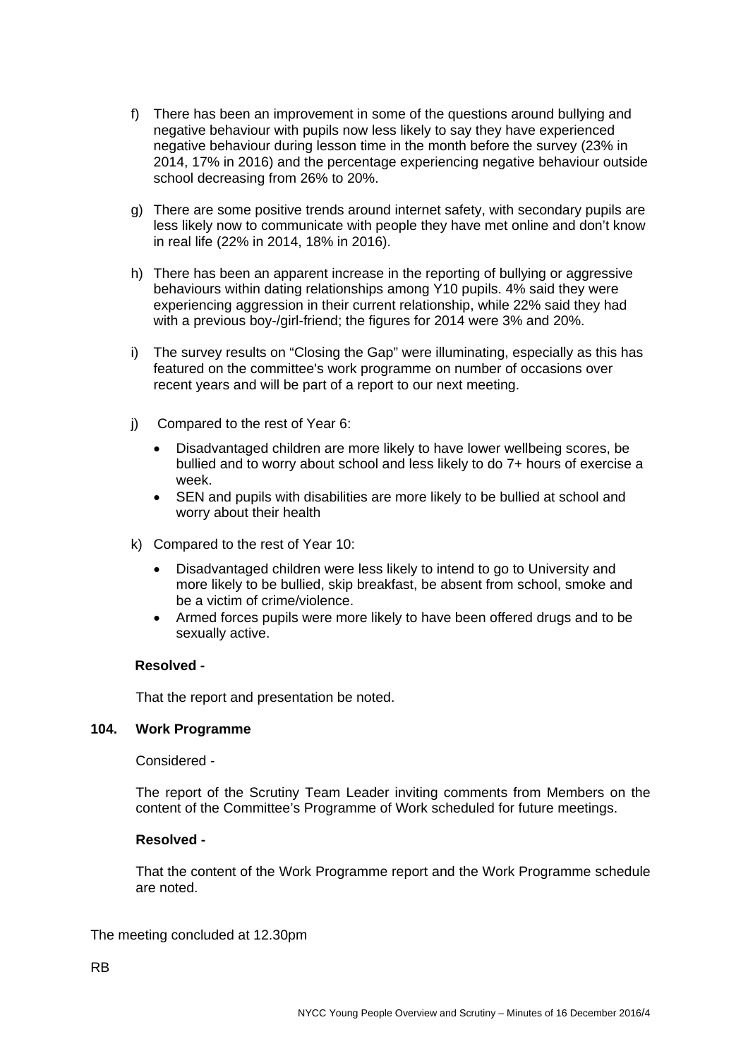f) There has been an improvement in some of the questions around bullying and negative behaviour with pupils now less likely to say they have experienced negative behaviour during lesson time in the month before the survey (23% in 2014, 17% in 2016) and the percentage experiencing negative behaviour outside school decreasing from 26% to 20%.

g) There are some positive trends around internet safety, with secondary pupils are less likely now to communicate with people they have met online and don't know in real life (22% in 2014, 18% in 2016).

h) There has been an apparent increase in the reporting of bullying or aggressive behaviours within dating relationships among Y10 pupils. 4% said they were experiencing aggression in their current relationship, while 22% said they had with a previous boy-/girl-friend; the figures for 2014 were 3% and 20%.

i) The survey results on "Closing the Gap" were illuminating, especially as this has featured on the committee's work programme on number of occasions over recent years and will be part of a report to our next meeting.

j) Compared to the rest of Year 6:

- Disadvantaged children are more likely to have lower wellbeing scores, be bullied and to worry about school and less likely to do 7+ hours of exercise a week.
- SEN and pupils with disabilities are more likely to be bullied at school and worry about their health

k) Compared to the rest of Year 10:

- Disadvantaged children were less likely to intend to go to University and more likely to be bullied, skip breakfast, be absent from school, smoke and be a victim of crime/violence.
- Armed forces pupils were more likely to have been offered drugs and to be sexually active.

**Resolved -**

That the report and presentation be noted.

**104. Work Programme**

Considered -

The report of the Scrutiny Team Leader inviting comments from Members on the content of the Committee's Programme of Work scheduled for future meetings.

**Resolved -**

That the content of the Work Programme report and the Work Programme schedule are noted.

The meeting concluded at 12.30pm

RB